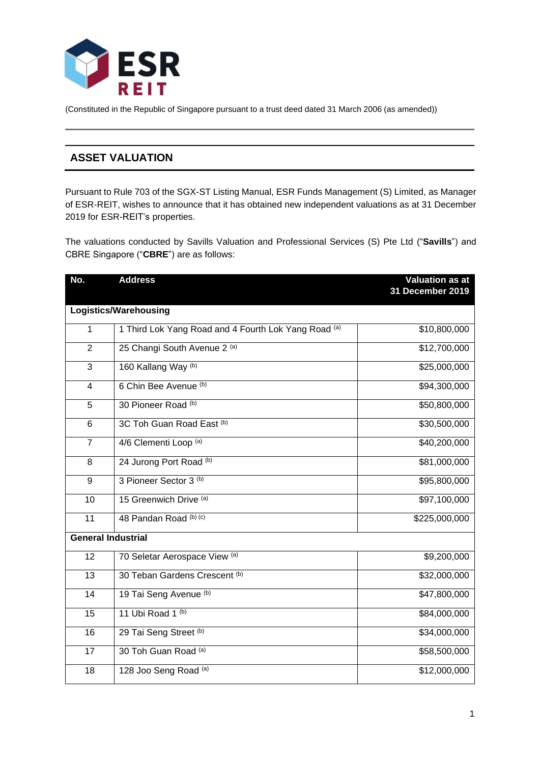ESR REIT

(Constituted in the Republic of Singapore pursuant to a trust deed dated 31 March 2006 (as amended))

## ASSET VALUATION

Pursuant to Rule 703 of the SGX-ST Listing Manual, ESR Funds Management (S) Limited, as Manager of ESR-REIT, wishes to announce that it has obtained new independent valuations as at 31 December 2019 for ESR-REIT's properties.

The valuations conducted by Savills Valuation and Professional Services (S) Pte Ltd ("**Savills**") and CBRE Singapore ("**CBRE**") are as follows:

| No. | Address | Valuation as at 31 December 2019 |
|---|---|---|
| **Logistics/Warehousing** | | |
| 1 | 1 Third Lok Yang Road and 4 Fourth Lok Yang Road [(a)] | $10,800,000 |
| 2 | 25 Changi South Avenue 2 [(a)] | $12,700,000 |
| 3 | 160 Kallang Way [(b)] | $25,000,000 |
| 4 | 6 Chin Bee Avenue [(b)] | $94,300,000 |
| 5 | 30 Pioneer Road [(b)] | $50,800,000 |
| 6 | 3C Toh Guan Road East [(b)] | $30,500,000 |
| 7 | 4/6 Clementi Loop [(a)] | $40,200,000 |
| 8 | 24 Jurong Port Road [(b)] | $81,000,000 |
| 9 | 3 Pioneer Sector 3 [(b)] | $95,800,000 |
| 10 | 15 Greenwich Drive [(a)] | $97,100,000 |
| 11 | 48 Pandan Road [(b) (c)] | $225,000,000 |
| **General Industrial** | | |
| 12 | 70 Seletar Aerospace View [(a)] | $9,200,000 |
| 13 | 30 Teban Gardens Crescent [(b)] | $32,000,000 |
| 14 | 19 Tai Seng Avenue [(b)] | $47,800,000 |
| 15 | 11 Ubi Road 1 [(b)] | $84,000,000 |
| 16 | 29 Tai Seng Street [(b)] | $34,000,000 |
| 17 | 30 Toh Guan Road [(a)] | $58,500,000 |
| 18 | 128 Joo Seng Road [(a)] | $12,000,000 |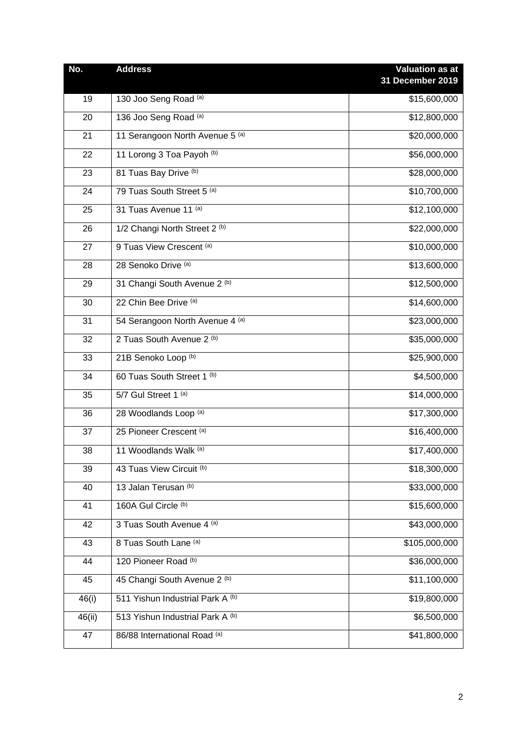| No. | Address | Valuation as at 31 December 2019 |
| --- | --- | --- |
| 19 | 130 Joo Seng Road [(a)] | $15,600,000 |
| 20 | 136 Joo Seng Road [(a)] | $12,800,000 |
| 21 | 11 Serangoon North Avenue 5 [(a)] | $20,000,000 |
| 22 | 11 Lorong 3 Toa Payoh [(b)] | $56,000,000 |
| 23 | 81 Tuas Bay Drive [(b)] | $28,000,000 |
| 24 | 79 Tuas South Street 5 [(a)] | $10,700,000 |
| 25 | 31 Tuas Avenue 11 [(a)] | $12,100,000 |
| 26 | 1/2 Changi North Street 2 [(b)] | $22,000,000 |
| 27 | 9 Tuas View Crescent [(a)] | $10,000,000 |
| 28 | 28 Senoko Drive [(a)] | $13,600,000 |
| 29 | 31 Changi South Avenue 2 [(b)] | $12,500,000 |
| 30 | 22 Chin Bee Drive [(a)] | $14,600,000 |
| 31 | 54 Serangoon North Avenue 4 [(a)] | $23,000,000 |
| 32 | 2 Tuas South Avenue 2 [(b)] | $35,000,000 |
| 33 | 21B Senoko Loop [(b)] | $25,900,000 |
| 34 | 60 Tuas South Street 1 [(b)] | $4,500,000 |
| 35 | 5/7 Gul Street 1 [(a)] | $14,000,000 |
| 36 | 28 Woodlands Loop [(a)] | $17,300,000 |
| 37 | 25 Pioneer Crescent [(a)] | $16,400,000 |
| 38 | 11 Woodlands Walk [(a)] | $17,400,000 |
| 39 | 43 Tuas View Circuit [(b)] | $18,300,000 |
| 40 | 13 Jalan Terusan [(b)] | $33,000,000 |
| 41 | 160A Gul Circle [(b)] | $15,600,000 |
| 42 | 3 Tuas South Avenue 4 [(a)] | $43,000,000 |
| 43 | 8 Tuas South Lane [(a)] | $105,000,000 |
| 44 | 120 Pioneer Road [(b)] | $36,000,000 |
| 45 | 45 Changi South Avenue 2 [(b)] | $11,100,000 |
| 46(i) | 511 Yishun Industrial Park A [(b)] | $19,800,000 |
| 46(ii) | 513 Yishun Industrial Park A [(b)] | $6,500,000 |
| 47 | 86/88 International Road [(a)] | $41,800,000 |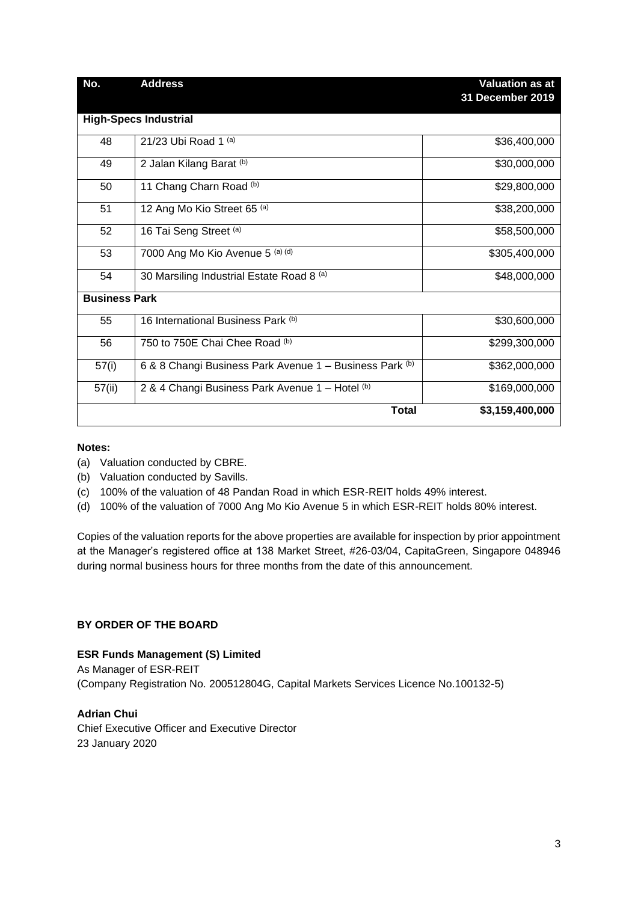| No. | Address | Valuation as at 31 December 2019 |
|---|---|---|
| **High-Specs Industrial** | | |
| 48 | 21/23 Ubi Road 1 [(a)] | $36,400,000 |
| 49 | 2 Jalan Kilang Barat [(b)] | $30,000,000 |
| 50 | 11 Chang Charn Road [(b)] | $29,800,000 |
| 51 | 12 Ang Mo Kio Street 65 [(a)] | $38,200,000 |
| 52 | 16 Tai Seng Street [(a)] | $58,500,000 |
| 53 | 7000 Ang Mo Kio Avenue 5 [(a) (d)] | $305,400,000 |
| 54 | 30 Marsiling Industrial Estate Road 8 [(a)] | $48,000,000 |
| **Business Park** | | |
| 55 | 16 International Business Park [(b)] | $30,600,000 |
| 56 | 750 to 750E Chai Chee Road [(b)] | $299,300,000 |
| 57(i) | 6 & 8 Changi Business Park Avenue 1 – Business Park [(b)] | $362,000,000 |
| 57(ii) | 2 & 4 Changi Business Park Avenue 1 – Hotel [(b)] | $169,000,000 |
| | **Total** | **$3,159,400,000** |

**Notes:**

(a) Valuation conducted by CBRE.
(b) Valuation conducted by Savills.
(c) 100% of the valuation of 48 Pandan Road in which ESR-REIT holds 49% interest.
(d) 100% of the valuation of 7000 Ang Mo Kio Avenue 5 in which ESR-REIT holds 80% interest.

Copies of the valuation reports for the above properties are available for inspection by prior appointment at the Manager's registered office at 138 Market Street, #26-03/04, CapitaGreen, Singapore 048946 during normal business hours for three months from the date of this announcement.

**BY ORDER OF THE BOARD**

**ESR Funds Management (S) Limited**
As Manager of ESR-REIT
(Company Registration No. 200512804G, Capital Markets Services Licence No.100132-5)

**Adrian Chui**
Chief Executive Officer and Executive Director
23 January 2020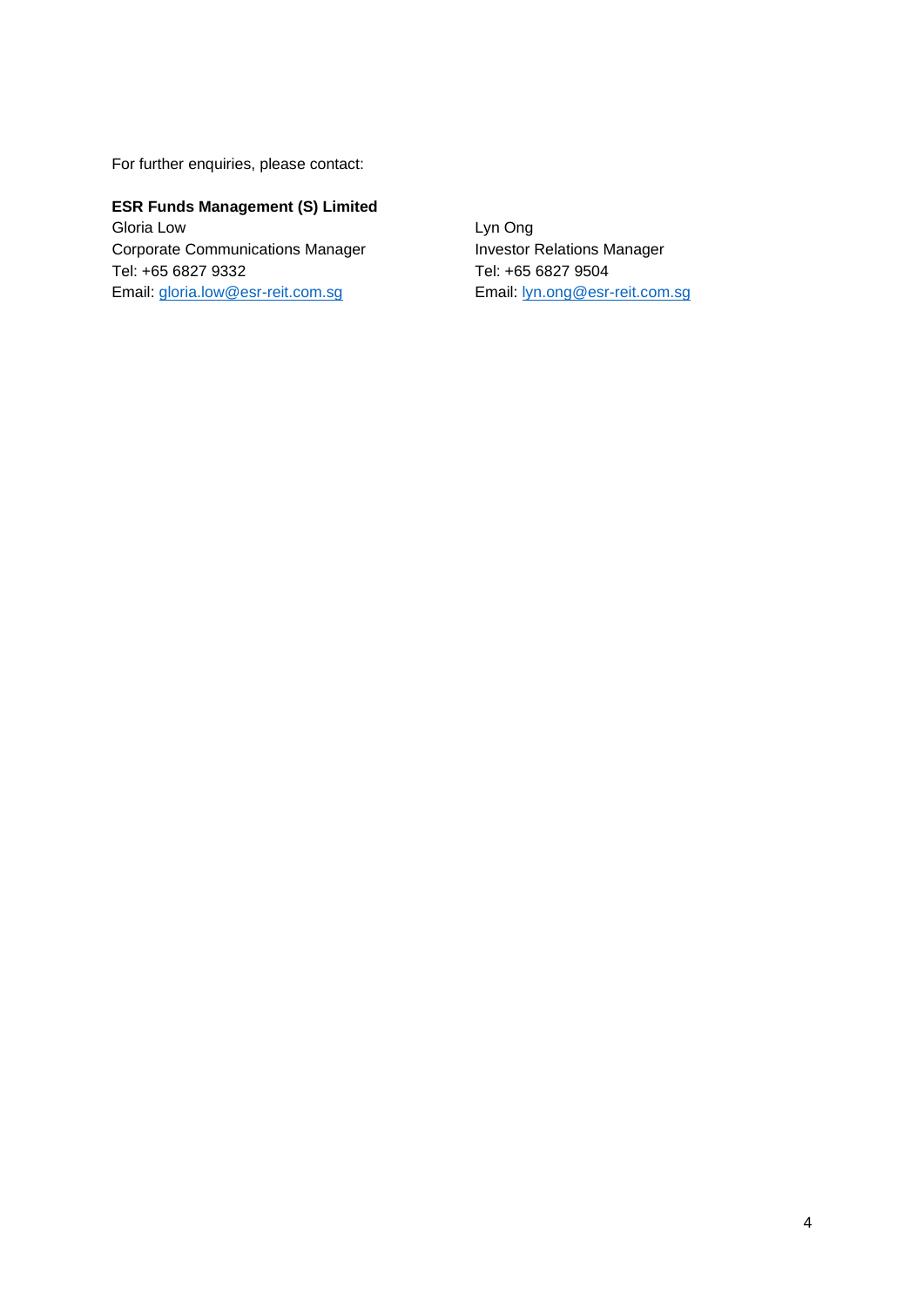For further enquiries, please contact:

**ESR Funds Management (S) Limited**

Gloria Low
Corporate Communications Manager
Tel: +65 6827 9332
Email: gloria.low@esr-reit.com.sg

Lyn Ong
Investor Relations Manager
Tel: +65 6827 9504
Email: lyn.ong@esr-reit.com.sg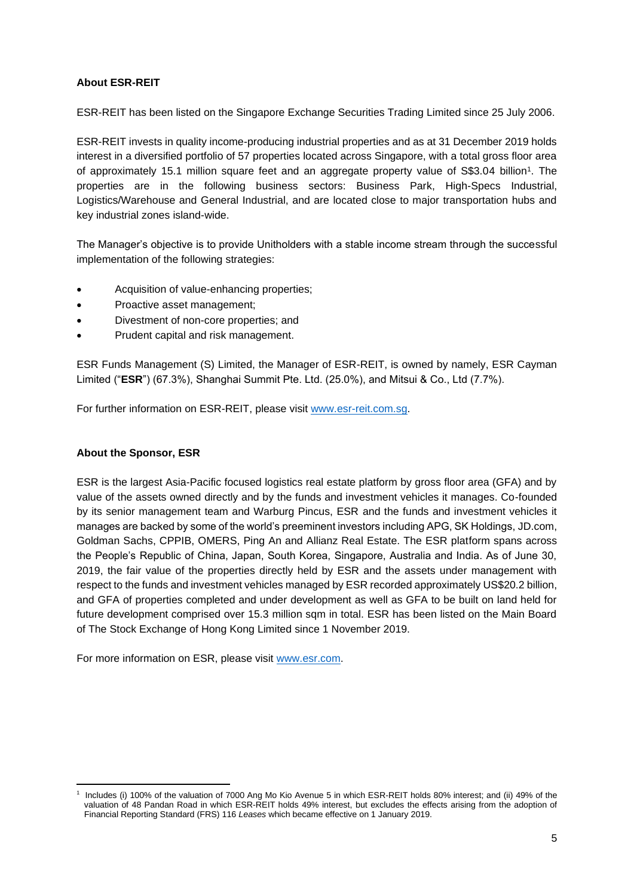**About ESR-REIT**

ESR-REIT has been listed on the Singapore Exchange Securities Trading Limited since 25 July 2006.

ESR-REIT invests in quality income-producing industrial properties and as at 31 December 2019 holds interest in a diversified portfolio of 57 properties located across Singapore, with a total gross floor area of approximately 15.1 million square feet and an aggregate property value of S$3.04 billion[1]. The properties are in the following business sectors: Business Park, High-Specs Industrial, Logistics/Warehouse and General Industrial, and are located close to major transportation hubs and key industrial zones island-wide.

The Manager's objective is to provide Unitholders with a stable income stream through the successful implementation of the following strategies:

- Acquisition of value-enhancing properties;
- Proactive asset management;
- Divestment of non-core properties; and
- Prudent capital and risk management.

ESR Funds Management (S) Limited, the Manager of ESR-REIT, is owned by namely, ESR Cayman Limited ("**ESR**") (67.3%), Shanghai Summit Pte. Ltd. (25.0%), and Mitsui & Co., Ltd (7.7%).

For further information on ESR-REIT, please visit [www.esr-reit.com.sg](http://www.esr-reit.com.sg).

**About the Sponsor, ESR**

ESR is the largest Asia-Pacific focused logistics real estate platform by gross floor area (GFA) and by value of the assets owned directly and by the funds and investment vehicles it manages. Co-founded by its senior management team and Warburg Pincus, ESR and the funds and investment vehicles it manages are backed by some of the world's preeminent investors including APG, SK Holdings, JD.com, Goldman Sachs, CPPIB, OMERS, Ping An and Allianz Real Estate. The ESR platform spans across the People's Republic of China, Japan, South Korea, Singapore, Australia and India. As of June 30, 2019, the fair value of the properties directly held by ESR and the assets under management with respect to the funds and investment vehicles managed by ESR recorded approximately US$20.2 billion, and GFA of properties completed and under development as well as GFA to be built on land held for future development comprised over 15.3 million sqm in total. ESR has been listed on the Main Board of The Stock Exchange of Hong Kong Limited since 1 November 2019.

For more information on ESR, please visit [www.esr.com](http://www.esr.com).

---

[1] Includes (i) 100% of the valuation of 7000 Ang Mo Kio Avenue 5 in which ESR-REIT holds 80% interest; and (ii) 49% of the valuation of 48 Pandan Road in which ESR-REIT holds 49% interest, but excludes the effects arising from the adoption of Financial Reporting Standard (FRS) 116 *Leases* which became effective on 1 January 2019.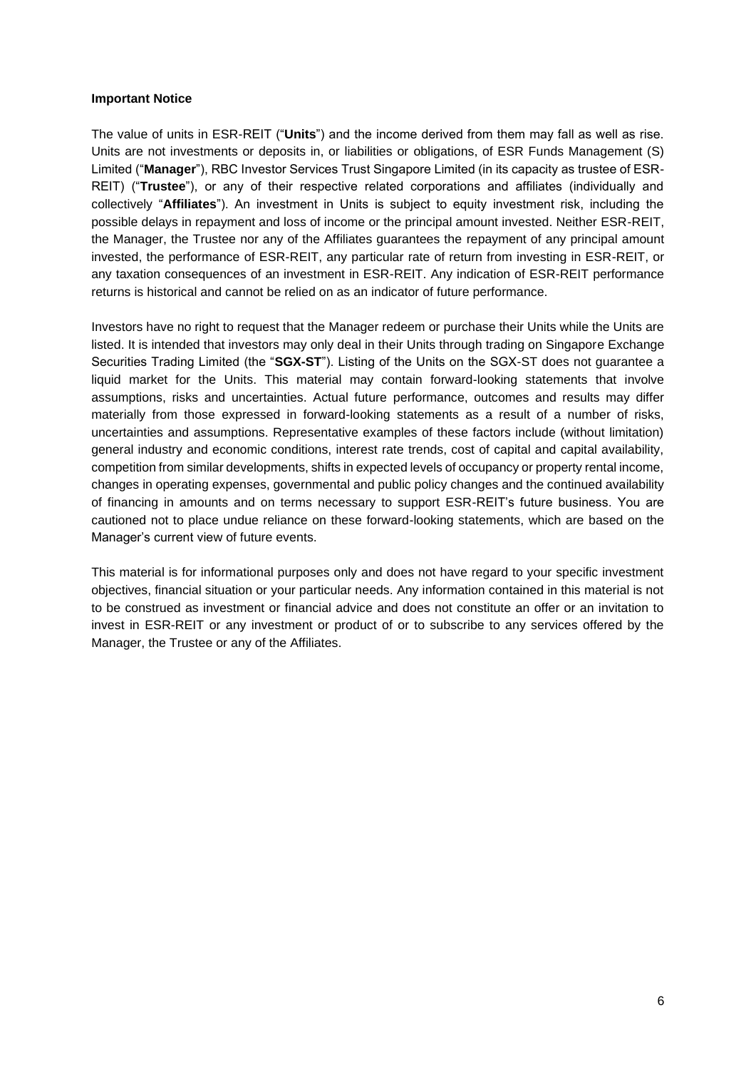**Important Notice**

The value of units in ESR-REIT ("**Units**") and the income derived from them may fall as well as rise. Units are not investments or deposits in, or liabilities or obligations, of ESR Funds Management (S) Limited ("**Manager**"), RBC Investor Services Trust Singapore Limited (in its capacity as trustee of ESR-REIT) ("**Trustee**"), or any of their respective related corporations and affiliates (individually and collectively "**Affiliates**"). An investment in Units is subject to equity investment risk, including the possible delays in repayment and loss of income or the principal amount invested. Neither ESR-REIT, the Manager, the Trustee nor any of the Affiliates guarantees the repayment of any principal amount invested, the performance of ESR-REIT, any particular rate of return from investing in ESR-REIT, or any taxation consequences of an investment in ESR-REIT. Any indication of ESR-REIT performance returns is historical and cannot be relied on as an indicator of future performance.

Investors have no right to request that the Manager redeem or purchase their Units while the Units are listed. It is intended that investors may only deal in their Units through trading on Singapore Exchange Securities Trading Limited (the "**SGX-ST**"). Listing of the Units on the SGX-ST does not guarantee a liquid market for the Units. This material may contain forward-looking statements that involve assumptions, risks and uncertainties. Actual future performance, outcomes and results may differ materially from those expressed in forward-looking statements as a result of a number of risks, uncertainties and assumptions. Representative examples of these factors include (without limitation) general industry and economic conditions, interest rate trends, cost of capital and capital availability, competition from similar developments, shifts in expected levels of occupancy or property rental income, changes in operating expenses, governmental and public policy changes and the continued availability of financing in amounts and on terms necessary to support ESR-REIT's future business. You are cautioned not to place undue reliance on these forward-looking statements, which are based on the Manager's current view of future events.

This material is for informational purposes only and does not have regard to your specific investment objectives, financial situation or your particular needs. Any information contained in this material is not to be construed as investment or financial advice and does not constitute an offer or an invitation to invest in ESR-REIT or any investment or product of or to subscribe to any services offered by the Manager, the Trustee or any of the Affiliates.